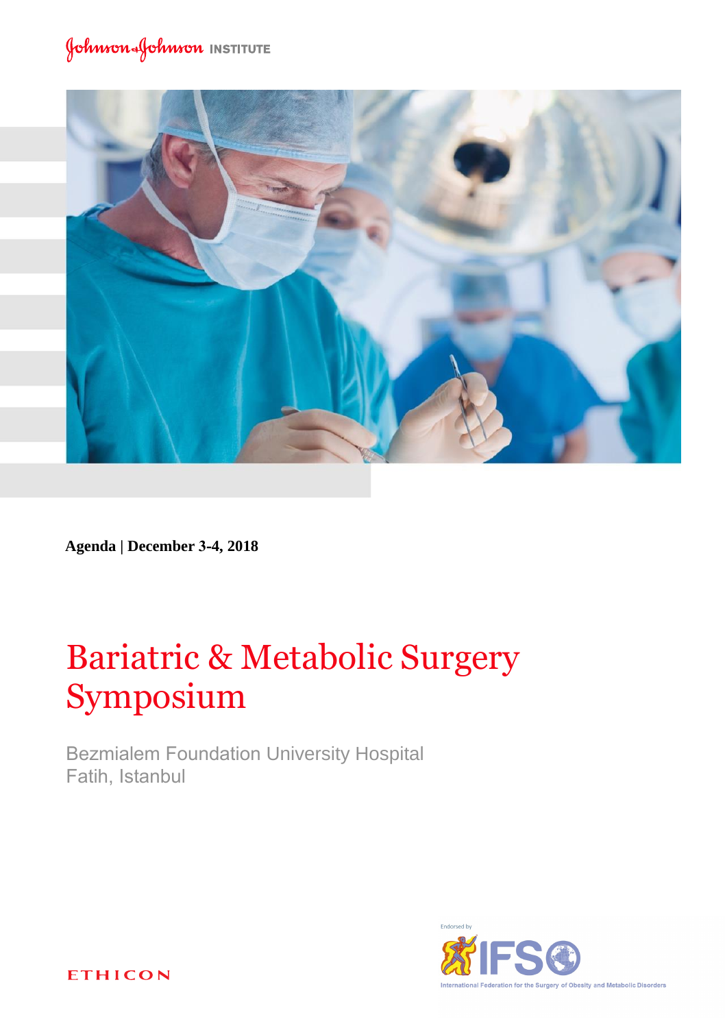Johnson & Johnson INSTITUTE

**Agenda | December 3-4, 2018**

# Bariatric & Metabolic Surgery Symposium

Bezmialem Foundation University Hospital
Fatih, Istanbul

ETHICON

Endorsed by IFSO
International Federation for the Surgery of Obesity and Metabolic Disorders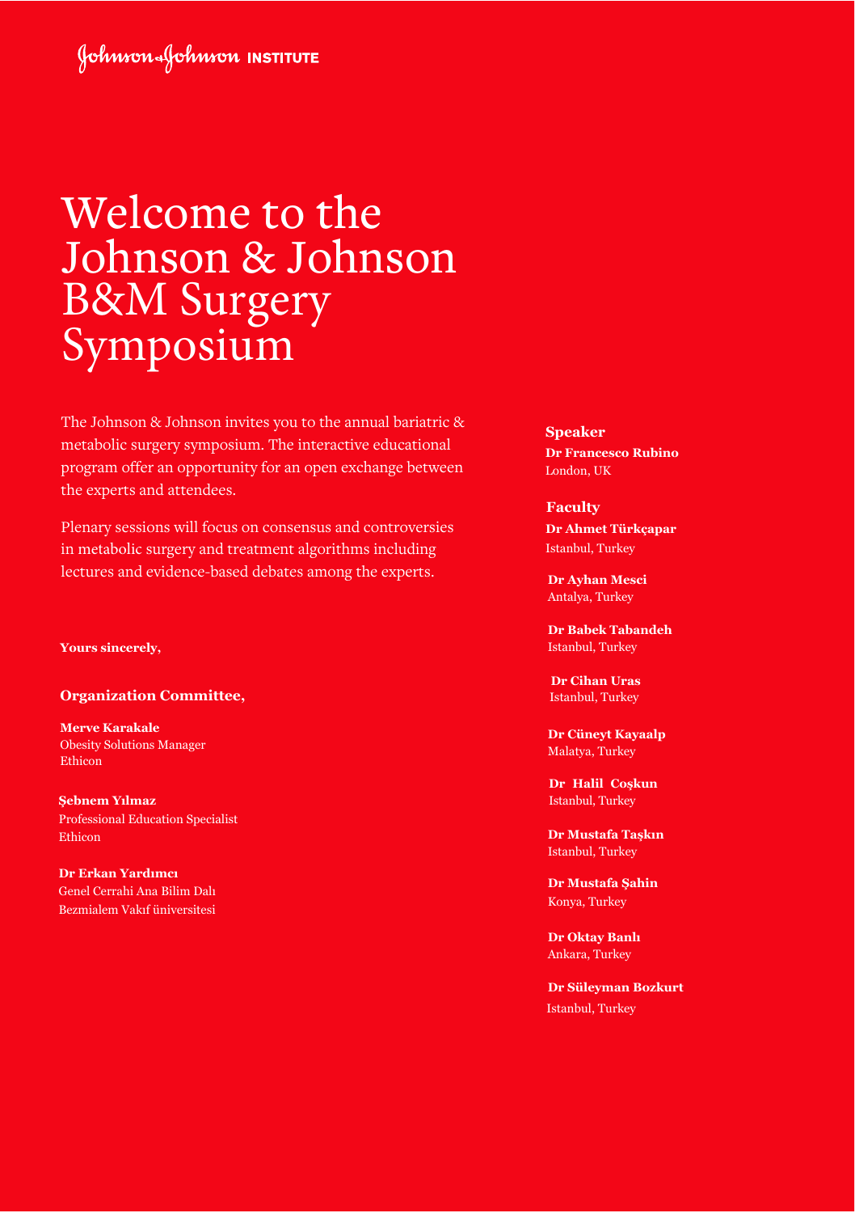Johnson & Johnson INSTITUTE

# Welcome to the Johnson & Johnson B&M Surgery Symposium

The Johnson & Johnson invites you to the annual bariatric & metabolic surgery symposium. The interactive educational program offer an opportunity for an open exchange between the experts and attendees.

Plenary sessions will focus on consensus and controversies in metabolic surgery and treatment algorithms including lectures and evidence-based debates among the experts.

**Yours sincerely,**

**Organization Committee,**

**Merve Karakale**
Obesity Solutions Manager
Ethicon

**Şebnem Yılmaz**
Professional Education Specialist
Ethicon

**Dr Erkan Yardımcı**
Genel Cerrahi Ana Bilim Dalı
Bezmialem Vakıf üniversitesi

**Speaker**

**Dr Francesco Rubino**
London, UK

**Faculty**

**Dr Ahmet Türkçapar**
Istanbul, Turkey

**Dr Ayhan Mesci**
Antalya, Turkey

**Dr Babek Tabandeh**
Istanbul, Turkey

**Dr Cihan Uras**
Istanbul, Turkey

**Dr Cüneyt Kayaalp**
Malatya, Turkey

**Dr Halil Coşkun**
Istanbul, Turkey

**Dr Mustafa Taşkın**
Istanbul, Turkey

**Dr Mustafa Şahin**
Konya, Turkey

**Dr Oktay Banlı**
Ankara, Turkey

**Dr Süleyman Bozkurt**
Istanbul, Turkey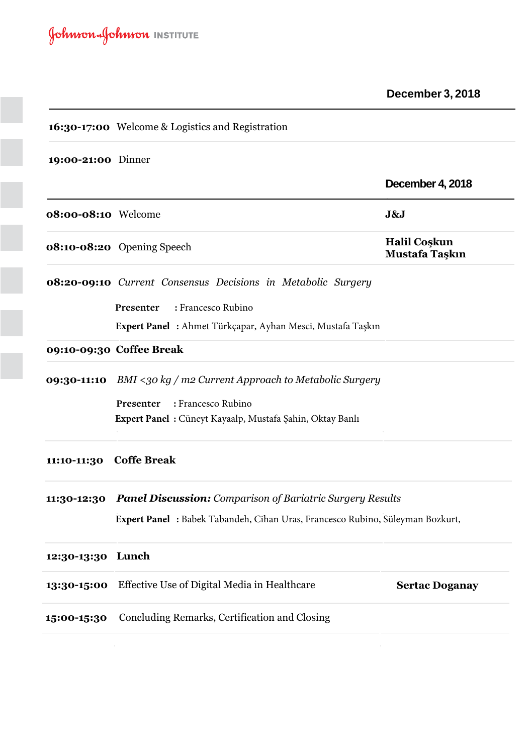Johnson & Johnson INSTITUTE

**December 3, 2018**

| | | |
|---|---|---|
| **16:30-17:00** | Welcome & Logistics and Registration | |
| **19:00-21:00** | Dinner | |

**December 4, 2018**

| | | |
|---|---|---|
| **08:00-08:10** | Welcome | **J&J** |
| **08:10-08:20** | Opening Speech | **Halil Coşkun**<br>**Mustafa Taşkın** |
| **08:20-09:10** | *Current Consensus Decisions in Metabolic Surgery*<br>**Presenter** : Francesco Rubino<br>**Expert Panel** : Ahmet Türkçapar, Ayhan Mesci, Mustafa Taşkın | |
| **09:10-09:30** | **Coffee Break** | |
| **09:30-11:10** | *BMI <30 kg / m2 Current Approach to Metabolic Surgery*<br>**Presenter** : Francesco Rubino<br>**Expert Panel** : Cüneyt Kayaalp, Mustafa Şahin, Oktay Banlı | |
| **11:10-11:30** | **Coffe Break** | |
| **11:30-12:30** | ***Panel Discussion:*** *Comparison of Bariatric Surgery Results*<br>**Expert Panel** : Babek Tabandeh, Cihan Uras, Francesco Rubino, Süleyman Bozkurt, | |
| **12:30-13:30** | **Lunch** | |
| **13:30-15:00** | Effective Use of Digital Media in Healthcare | **Sertac Doganay** |
| **15:00-15:30** | Concluding Remarks, Certification and Closing | |